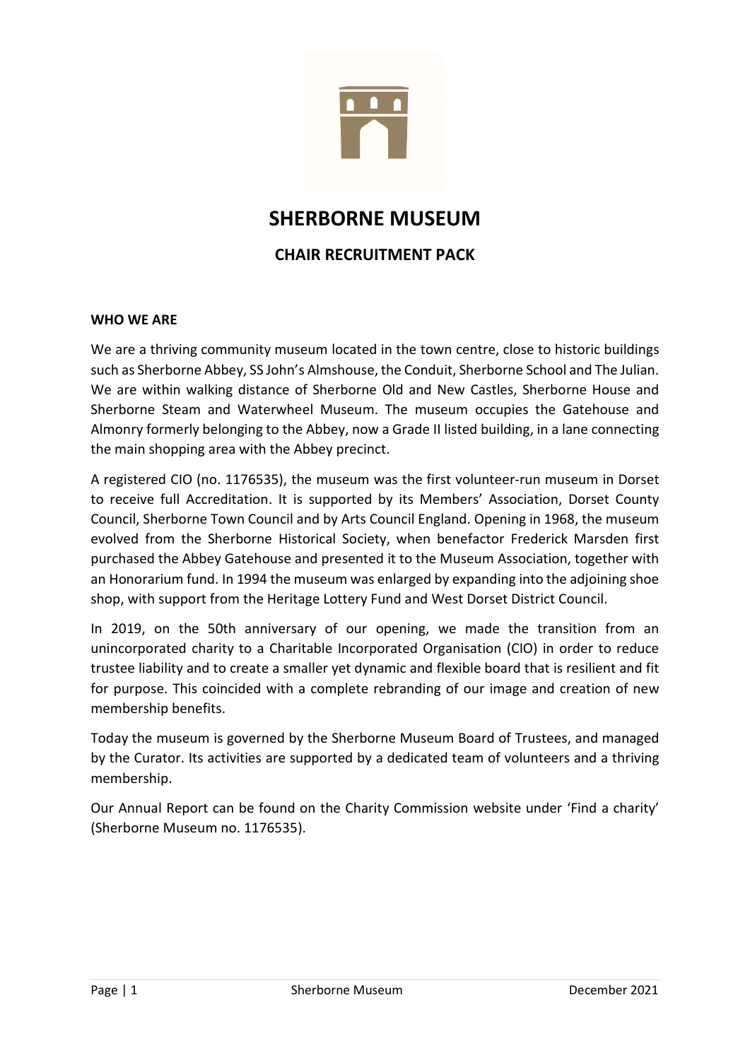# SHERBORNE MUSEUM

## CHAIR RECRUITMENT PACK

### WHO WE ARE

We are a thriving community museum located in the town centre, close to historic buildings such as Sherborne Abbey, SS John's Almshouse, the Conduit, Sherborne School and The Julian. We are within walking distance of Sherborne Old and New Castles, Sherborne House and Sherborne Steam and Waterwheel Museum. The museum occupies the Gatehouse and Almonry formerly belonging to the Abbey, now a Grade II listed building, in a lane connecting the main shopping area with the Abbey precinct.

A registered CIO (no. 1176535), the museum was the first volunteer-run museum in Dorset to receive full Accreditation. It is supported by its Members' Association, Dorset County Council, Sherborne Town Council and by Arts Council England. Opening in 1968, the museum evolved from the Sherborne Historical Society, when benefactor Frederick Marsden first purchased the Abbey Gatehouse and presented it to the Museum Association, together with an Honorarium fund. In 1994 the museum was enlarged by expanding into the adjoining shoe shop, with support from the Heritage Lottery Fund and West Dorset District Council.

In 2019, on the 50th anniversary of our opening, we made the transition from an unincorporated charity to a Charitable Incorporated Organisation (CIO) in order to reduce trustee liability and to create a smaller yet dynamic and flexible board that is resilient and fit for purpose. This coincided with a complete rebranding of our image and creation of new membership benefits.

Today the museum is governed by the Sherborne Museum Board of Trustees, and managed by the Curator. Its activities are supported by a dedicated team of volunteers and a thriving membership.

Our Annual Report can be found on the Charity Commission website under 'Find a charity' (Sherborne Museum no. 1176535).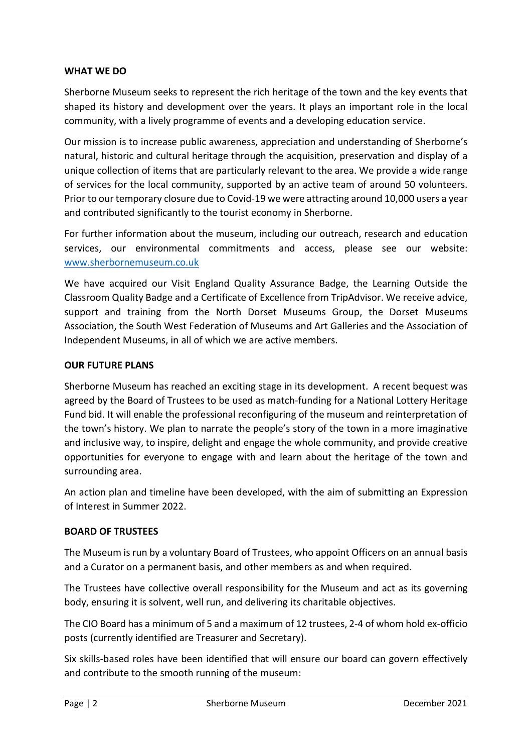## WHAT WE DO

Sherborne Museum seeks to represent the rich heritage of the town and the key events that shaped its history and development over the years. It plays an important role in the local community, with a lively programme of events and a developing education service.

Our mission is to increase public awareness, appreciation and understanding of Sherborne's natural, historic and cultural heritage through the acquisition, preservation and display of a unique collection of items that are particularly relevant to the area. We provide a wide range of services for the local community, supported by an active team of around 50 volunteers. Prior to our temporary closure due to Covid-19 we were attracting around 10,000 users a year and contributed significantly to the tourist economy in Sherborne.

For further information about the museum, including our outreach, research and education services, our environmental commitments and access, please see our website: [www.sherbornemuseum.co.uk](http://www.sherbornemuseum.co.uk)

We have acquired our Visit England Quality Assurance Badge, the Learning Outside the Classroom Quality Badge and a Certificate of Excellence from TripAdvisor. We receive advice, support and training from the North Dorset Museums Group, the Dorset Museums Association, the South West Federation of Museums and Art Galleries and the Association of Independent Museums, in all of which we are active members.

## OUR FUTURE PLANS

Sherborne Museum has reached an exciting stage in its development. A recent bequest was agreed by the Board of Trustees to be used as match-funding for a National Lottery Heritage Fund bid. It will enable the professional reconfiguring of the museum and reinterpretation of the town's history. We plan to narrate the people's story of the town in a more imaginative and inclusive way, to inspire, delight and engage the whole community, and provide creative opportunities for everyone to engage with and learn about the heritage of the town and surrounding area.

An action plan and timeline have been developed, with the aim of submitting an Expression of Interest in Summer 2022.

## BOARD OF TRUSTEES

The Museum is run by a voluntary Board of Trustees, who appoint Officers on an annual basis and a Curator on a permanent basis, and other members as and when required.

The Trustees have collective overall responsibility for the Museum and act as its governing body, ensuring it is solvent, well run, and delivering its charitable objectives.

The CIO Board has a minimum of 5 and a maximum of 12 trustees, 2-4 of whom hold ex-officio posts (currently identified are Treasurer and Secretary).

Six skills-based roles have been identified that will ensure our board can govern effectively and contribute to the smooth running of the museum: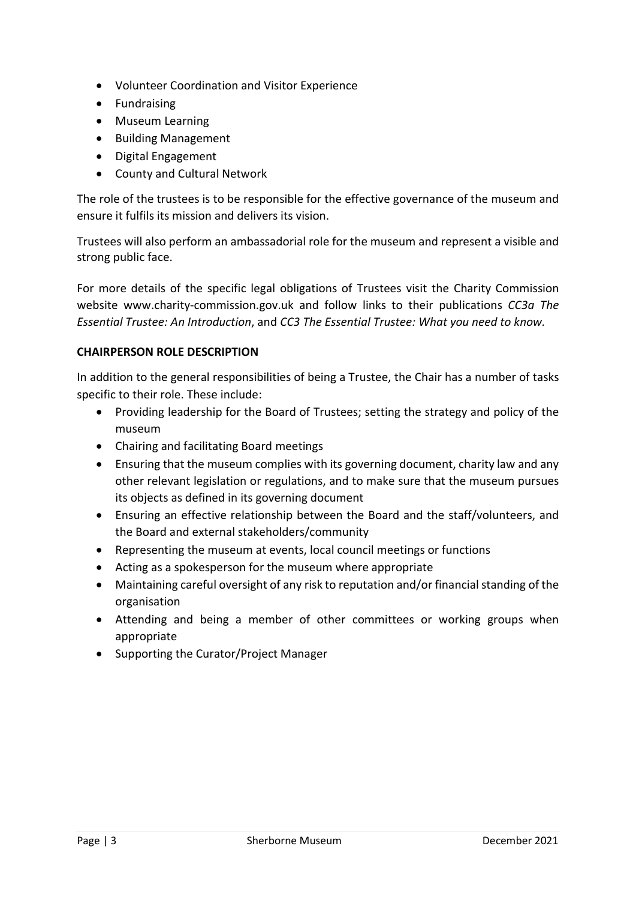- Volunteer Coordination and Visitor Experience
- Fundraising
- Museum Learning
- Building Management
- Digital Engagement
- County and Cultural Network

The role of the trustees is to be responsible for the effective governance of the museum and ensure it fulfils its mission and delivers its vision.

Trustees will also perform an ambassadorial role for the museum and represent a visible and strong public face.

For more details of the specific legal obligations of Trustees visit the Charity Commission website www.charity-commission.gov.uk and follow links to their publications *CC3a The Essential Trustee: An Introduction*, and *CC3 The Essential Trustee: What you need to know.*

**CHAIRPERSON ROLE DESCRIPTION**

In addition to the general responsibilities of being a Trustee, the Chair has a number of tasks specific to their role. These include:

- Providing leadership for the Board of Trustees; setting the strategy and policy of the museum
- Chairing and facilitating Board meetings
- Ensuring that the museum complies with its governing document, charity law and any other relevant legislation or regulations, and to make sure that the museum pursues its objects as defined in its governing document
- Ensuring an effective relationship between the Board and the staff/volunteers, and the Board and external stakeholders/community
- Representing the museum at events, local council meetings or functions
- Acting as a spokesperson for the museum where appropriate
- Maintaining careful oversight of any risk to reputation and/or financial standing of the organisation
- Attending and being a member of other committees or working groups when appropriate
- Supporting the Curator/Project Manager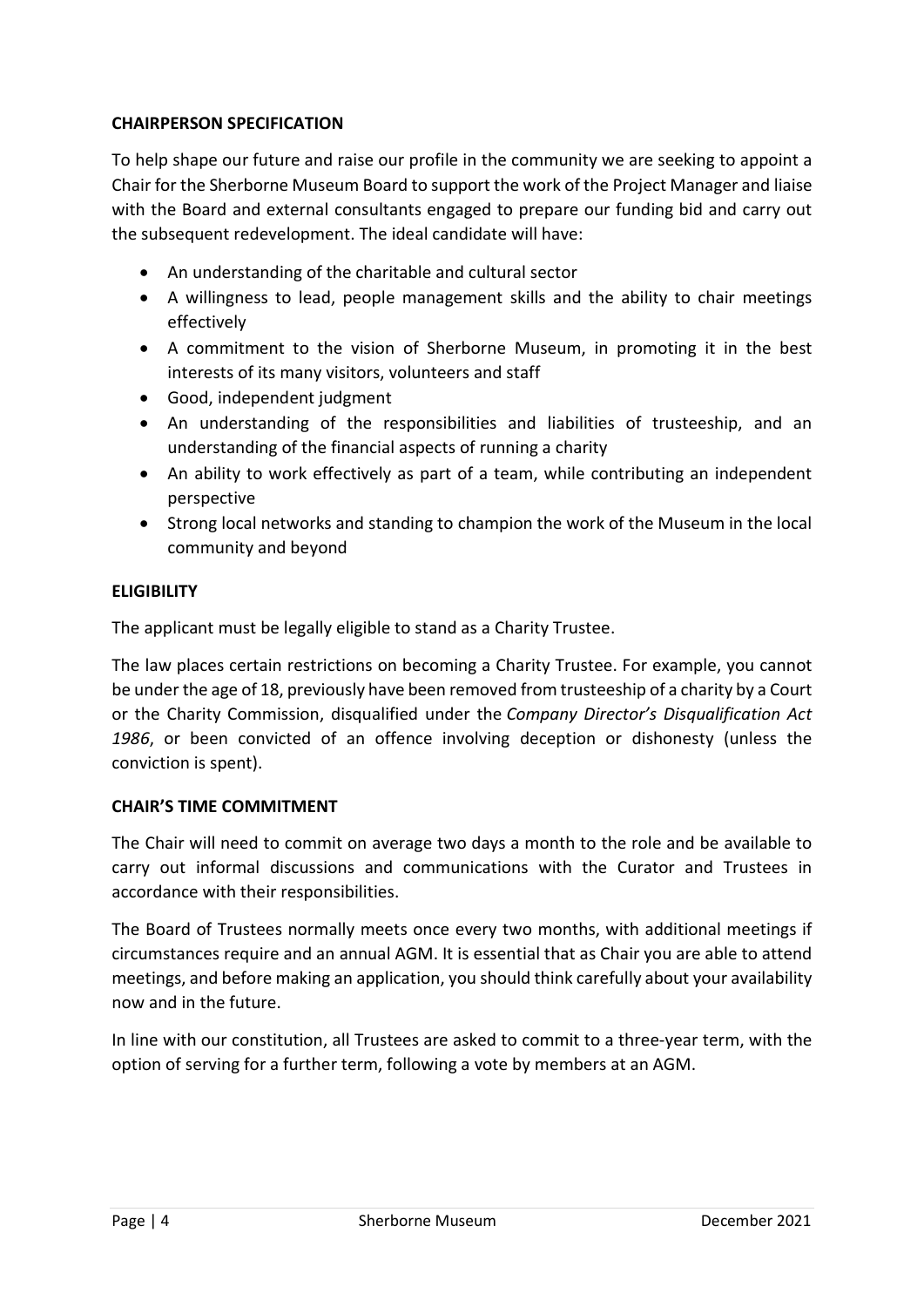**CHAIRPERSON SPECIFICATION**

To help shape our future and raise our profile in the community we are seeking to appoint a Chair for the Sherborne Museum Board to support the work of the Project Manager and liaise with the Board and external consultants engaged to prepare our funding bid and carry out the subsequent redevelopment. The ideal candidate will have:

- An understanding of the charitable and cultural sector
- A willingness to lead, people management skills and the ability to chair meetings effectively
- A commitment to the vision of Sherborne Museum, in promoting it in the best interests of its many visitors, volunteers and staff
- Good, independent judgment
- An understanding of the responsibilities and liabilities of trusteeship, and an understanding of the financial aspects of running a charity
- An ability to work effectively as part of a team, while contributing an independent perspective
- Strong local networks and standing to champion the work of the Museum in the local community and beyond

**ELIGIBILITY**

The applicant must be legally eligible to stand as a Charity Trustee.

The law places certain restrictions on becoming a Charity Trustee. For example, you cannot be under the age of 18, previously have been removed from trusteeship of a charity by a Court or the Charity Commission, disqualified under the *Company Director's Disqualification Act 1986*, or been convicted of an offence involving deception or dishonesty (unless the conviction is spent).

**CHAIR'S TIME COMMITMENT**

The Chair will need to commit on average two days a month to the role and be available to carry out informal discussions and communications with the Curator and Trustees in accordance with their responsibilities.

The Board of Trustees normally meets once every two months, with additional meetings if circumstances require and an annual AGM. It is essential that as Chair you are able to attend meetings, and before making an application, you should think carefully about your availability now and in the future.

In line with our constitution, all Trustees are asked to commit to a three-year term, with the option of serving for a further term, following a vote by members at an AGM.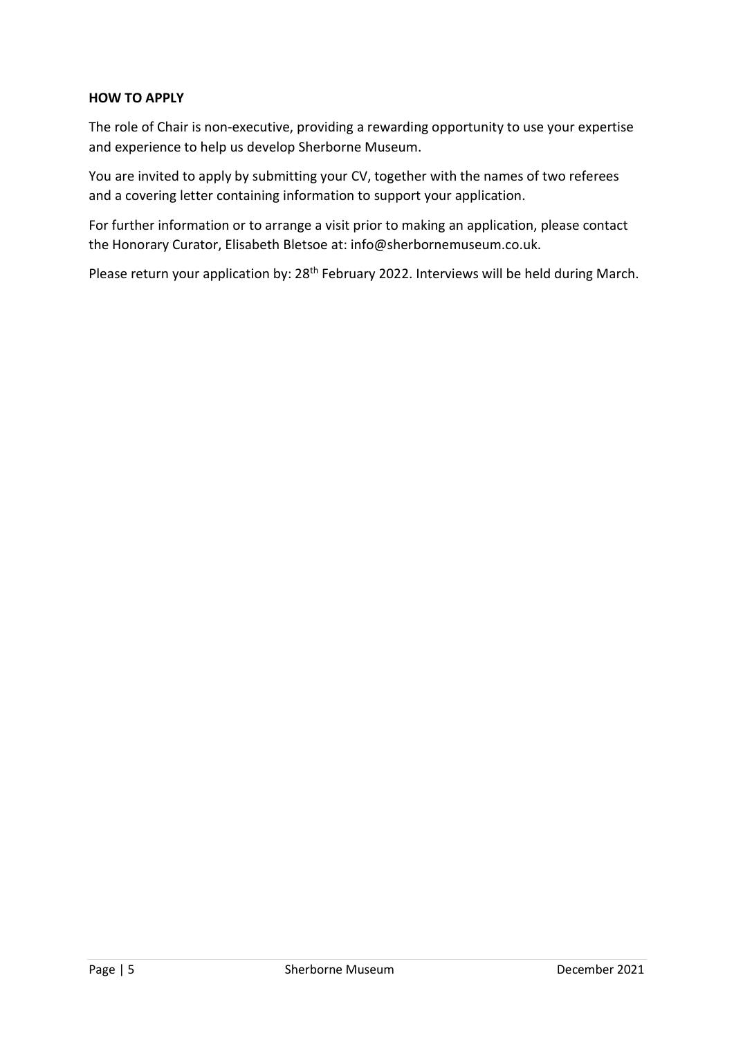## HOW TO APPLY

The role of Chair is non-executive, providing a rewarding opportunity to use your expertise and experience to help us develop Sherborne Museum.

You are invited to apply by submitting your CV, together with the names of two referees and a covering letter containing information to support your application.

For further information or to arrange a visit prior to making an application, please contact the Honorary Curator, Elisabeth Bletsoe at: info@sherbornemuseum.co.uk.

Please return your application by: 28th February 2022. Interviews will be held during March.